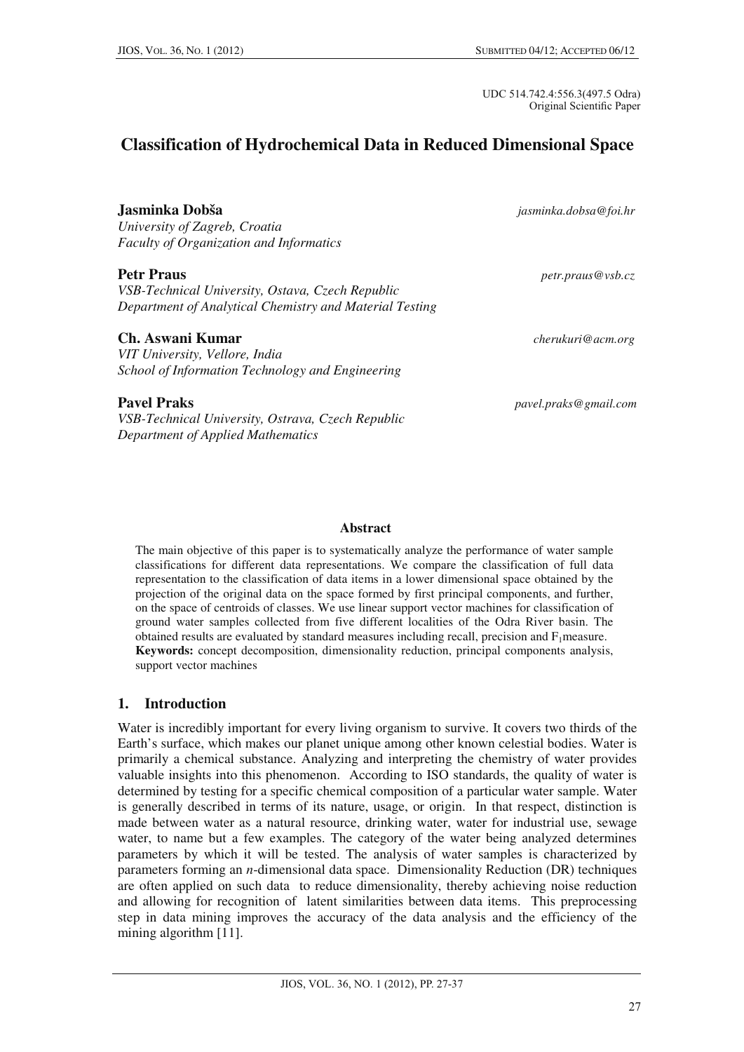UDC 514.742.4:556.3(497.5 Odra)
Original Scientific Paper

# Classification of Hydrochemical Data in Reduced Dimensional Space

**Jasminka Dobša** *jasminka.dobsa@foi.hr*
*University of Zagreb, Croatia*
*Faculty of Organization and Informatics*

**Petr Praus** *petr.praus@vsb.cz*
*VSB-Technical University, Ostava, Czech Republic*
*Department of Analytical Chemistry and Material Testing*

**Ch. Aswani Kumar** *cherukuri@acm.org*
*VIT University, Vellore, India*
*School of Information Technology and Engineering*

**Pavel Praks** *pavel.praks@gmail.com*
*VSB-Technical University, Ostrava, Czech Republic*
*Department of Applied Mathematics*

**Abstract**

The main objective of this paper is to systematically analyze the performance of water sample classifications for different data representations. We compare the classification of full data representation to the classification of data items in a lower dimensional space obtained by the projection of the original data on the space formed by first principal components, and further, on the space of centroids of classes. We use linear support vector machines for classification of ground water samples collected from five different localities of the Odra River basin. The obtained results are evaluated by standard measures including recall, precision and $F_1$measure.

**Keywords:** concept decomposition, dimensionality reduction, principal components analysis, support vector machines

## 1. Introduction

Water is incredibly important for every living organism to survive. It covers two thirds of the Earth's surface, which makes our planet unique among other known celestial bodies. Water is primarily a chemical substance. Analyzing and interpreting the chemistry of water provides valuable insights into this phenomenon. According to ISO standards, the quality of water is determined by testing for a specific chemical composition of a particular water sample. Water is generally described in terms of its nature, usage, or origin. In that respect, distinction is made between water as a natural resource, drinking water, water for industrial use, sewage water, to name but a few examples. The category of the water being analyzed determines parameters by which it will be tested. The analysis of water samples is characterized by parameters forming an *n*-dimensional data space. Dimensionality Reduction (DR) techniques are often applied on such data to reduce dimensionality, thereby achieving noise reduction and allowing for recognition of latent similarities between data items. This preprocessing step in data mining improves the accuracy of the data analysis and the efficiency of the mining algorithm [11].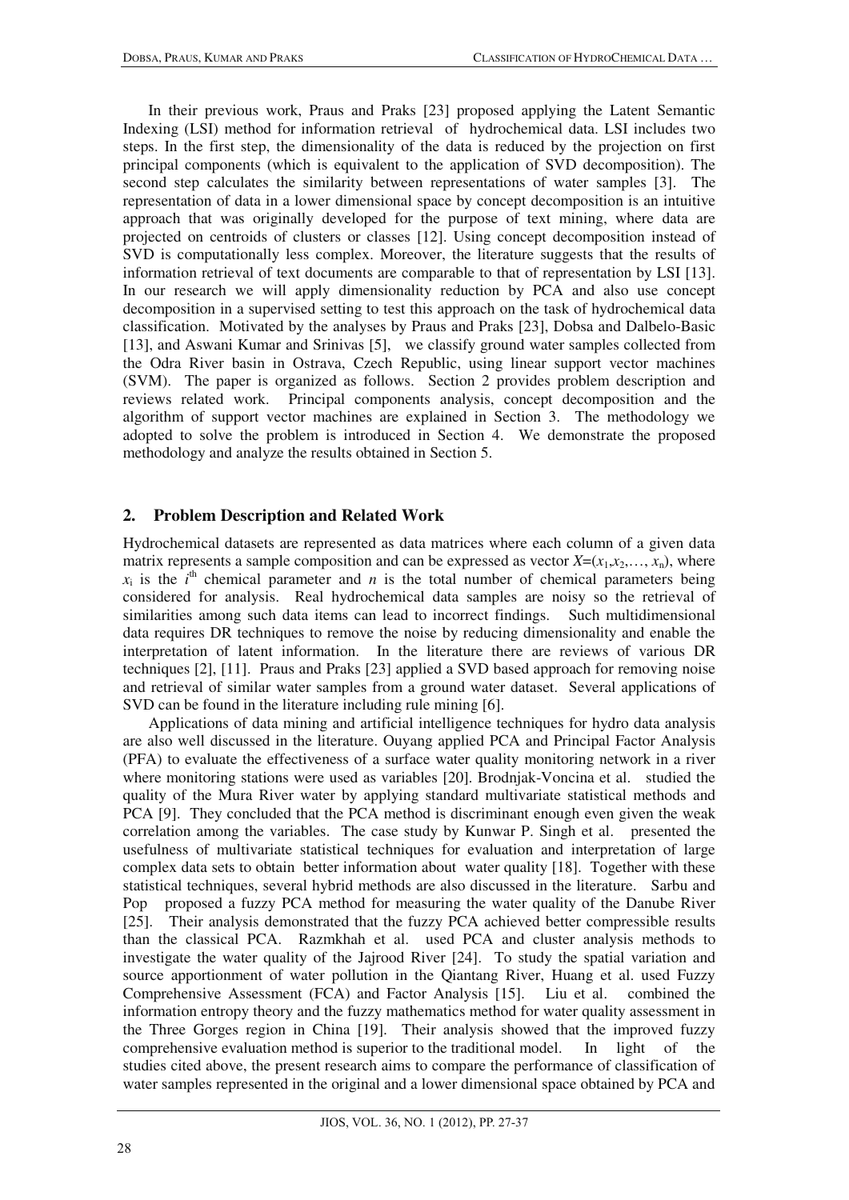In their previous work, Praus and Praks [23] proposed applying the Latent Semantic Indexing (LSI) method for information retrieval of hydrochemical data. LSI includes two steps. In the first step, the dimensionality of the data is reduced by the projection on first principal components (which is equivalent to the application of SVD decomposition). The second step calculates the similarity between representations of water samples [3]. The representation of data in a lower dimensional space by concept decomposition is an intuitive approach that was originally developed for the purpose of text mining, where data are projected on centroids of clusters or classes [12]. Using concept decomposition instead of SVD is computationally less complex. Moreover, the literature suggests that the results of information retrieval of text documents are comparable to that of representation by LSI [13]. In our research we will apply dimensionality reduction by PCA and also use concept decomposition in a supervised setting to test this approach on the task of hydrochemical data classification. Motivated by the analyses by Praus and Praks [23], Dobsa and Dalbelo-Basic [13], and Aswani Kumar and Srinivas [5], we classify ground water samples collected from the Odra River basin in Ostrava, Czech Republic, using linear support vector machines (SVM). The paper is organized as follows. Section 2 provides problem description and reviews related work. Principal components analysis, concept decomposition and the algorithm of support vector machines are explained in Section 3. The methodology we adopted to solve the problem is introduced in Section 4. We demonstrate the proposed methodology and analyze the results obtained in Section 5.

## 2. Problem Description and Related Work

Hydrochemical datasets are represented as data matrices where each column of a given data matrix represents a sample composition and can be expressed as vector $X=(x_1,x_2,\ldots, x_n)$, where $x_i$ is the $i^{th}$ chemical parameter and $n$ is the total number of chemical parameters being considered for analysis. Real hydrochemical data samples are noisy so the retrieval of similarities among such data items can lead to incorrect findings. Such multidimensional data requires DR techniques to remove the noise by reducing dimensionality and enable the interpretation of latent information. In the literature there are reviews of various DR techniques [2], [11]. Praus and Praks [23] applied a SVD based approach for removing noise and retrieval of similar water samples from a ground water dataset. Several applications of SVD can be found in the literature including rule mining [6].

Applications of data mining and artificial intelligence techniques for hydro data analysis are also well discussed in the literature. Ouyang applied PCA and Principal Factor Analysis (PFA) to evaluate the effectiveness of a surface water quality monitoring network in a river where monitoring stations were used as variables [20]. Brodnjak-Voncina et al. studied the quality of the Mura River water by applying standard multivariate statistical methods and PCA [9]. They concluded that the PCA method is discriminant enough even given the weak correlation among the variables. The case study by Kunwar P. Singh et al. presented the usefulness of multivariate statistical techniques for evaluation and interpretation of large complex data sets to obtain better information about water quality [18]. Together with these statistical techniques, several hybrid methods are also discussed in the literature. Sarbu and Pop proposed a fuzzy PCA method for measuring the water quality of the Danube River [25]. Their analysis demonstrated that the fuzzy PCA achieved better compressible results than the classical PCA. Razmkhah et al. used PCA and cluster analysis methods to investigate the water quality of the Jajrood River [24]. To study the spatial variation and source apportionment of water pollution in the Qiantang River, Huang et al. used Fuzzy Comprehensive Assessment (FCA) and Factor Analysis [15]. Liu et al. combined the information entropy theory and the fuzzy mathematics method for water quality assessment in the Three Gorges region in China [19]. Their analysis showed that the improved fuzzy comprehensive evaluation method is superior to the traditional model. In light of the studies cited above, the present research aims to compare the performance of classification of water samples represented in the original and a lower dimensional space obtained by PCA and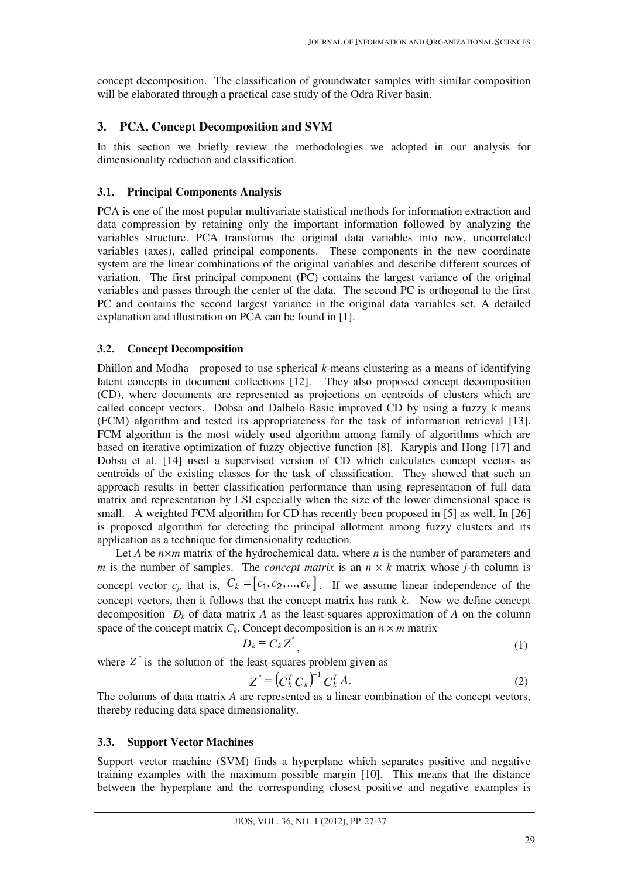concept decomposition. The classification of groundwater samples with similar composition will be elaborated through a practical case study of the Odra River basin.

## 3. PCA, Concept Decomposition and SVM

In this section we briefly review the methodologies we adopted in our analysis for dimensionality reduction and classification.

### 3.1. Principal Components Analysis

PCA is one of the most popular multivariate statistical methods for information extraction and data compression by retaining only the important information followed by analyzing the variables structure. PCA transforms the original data variables into new, uncorrelated variables (axes), called principal components. These components in the new coordinate system are the linear combinations of the original variables and describe different sources of variation. The first principal component (PC) contains the largest variance of the original variables and passes through the center of the data. The second PC is orthogonal to the first PC and contains the second largest variance in the original data variables set. A detailed explanation and illustration on PCA can be found in [1].

### 3.2. Concept Decomposition

Dhillon and Modha proposed to use spherical *k*-means clustering as a means of identifying latent concepts in document collections [12]. They also proposed concept decomposition (CD), where documents are represented as projections on centroids of clusters which are called concept vectors. Dobsa and Dalbelo-Basic improved CD by using a fuzzy k-means (FCM) algorithm and tested its appropriateness for the task of information retrieval [13]. FCM algorithm is the most widely used algorithm among family of algorithms which are based on iterative optimization of fuzzy objective function [8]. Karypis and Hong [17] and Dobsa et al. [14] used a supervised version of CD which calculates concept vectors as centroids of the existing classes for the task of classification. They showed that such an approach results in better classification performance than using representation of full data matrix and representation by LSI especially when the size of the lower dimensional space is small. A weighted FCM algorithm for CD has recently been proposed in [5] as well. In [26] is proposed algorithm for detecting the principal allotment among fuzzy clusters and its application as a technique for dimensionality reduction.

Let *A* be $n \times m$ matrix of the hydrochemical data, where *n* is the number of parameters and *m* is the number of samples. The *concept matrix* is an $n \times k$ matrix whose *j*-th column is concept vector $c_j$, that is, $C_k = [c_1, c_2, ..., c_k]$. If we assume linear independence of the concept vectors, then it follows that the concept matrix has rank *k*. Now we define concept decomposition $D_k$ of data matrix *A* as the least-squares approximation of *A* on the column space of the concept matrix $C_k$. Concept decomposition is an $n \times m$ matrix

$$D_k = C_k Z^*, \tag{1}$$

where $Z^*$ is the solution of the least-squares problem given as

$$Z^* = \left(C_k^T C_k\right)^{-1} C_k^T A. \tag{2}$$

The columns of data matrix *A* are represented as a linear combination of the concept vectors, thereby reducing data space dimensionality.

### 3.3. Support Vector Machines

Support vector machine (SVM) finds a hyperplane which separates positive and negative training examples with the maximum possible margin [10]. This means that the distance between the hyperplane and the corresponding closest positive and negative examples is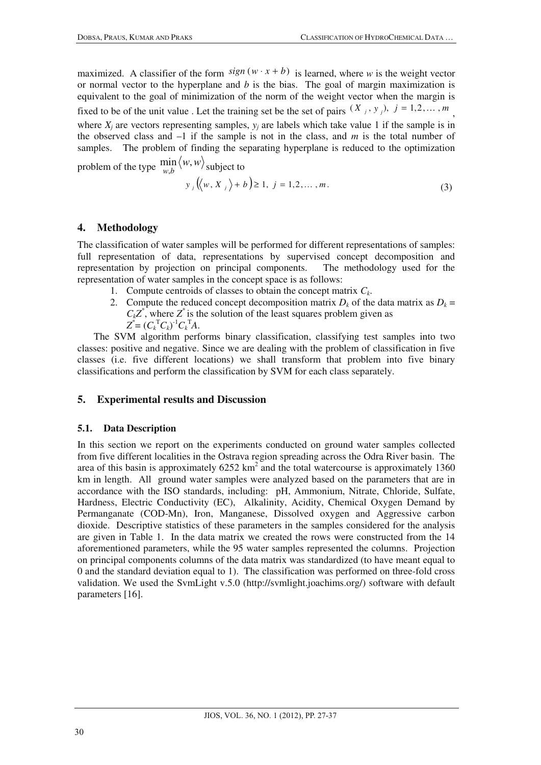maximized. A classifier of the form $sign(w \cdot x + b)$ is learned, where $w$ is the weight vector or normal vector to the hyperplane and $b$ is the bias. The goal of margin maximization is equivalent to the goal of minimization of the norm of the weight vector when the margin is fixed to be of the unit value . Let the training set be the set of pairs $(X_j, y_j),\ j = 1,2,\ldots,m$, where $X_j$ are vectors representing samples, $y_j$ are labels which take value 1 if the sample is in the observed class and –1 if the sample is not in the class, and $m$ is the total number of samples. The problem of finding the separating hyperplane is reduced to the optimization problem of the type $\min_{w,b} \langle w, w \rangle$ subject to

$$y_j \left( \langle w, X_j \rangle + b \right) \geq 1,\ j = 1,2,\ldots,m. \tag{3}$$

## 4. Methodology

The classification of water samples will be performed for different representations of samples: full representation of data, representations by supervised concept decomposition and representation by projection on principal components. The methodology used for the representation of water samples in the concept space is as follows:

1. Compute centroids of classes to obtain the concept matrix $C_k$.
2. Compute the reduced concept decomposition matrix $D_k$ of the data matrix as $D_k = C_k Z^*$, where $Z^*$ is the solution of the least squares problem given as $Z^* = (C_k^T C_k)^{-1} C_k^T A$.

The SVM algorithm performs binary classification, classifying test samples into two classes: positive and negative. Since we are dealing with the problem of classification in five classes (i.e. five different locations) we shall transform that problem into five binary classifications and perform the classification by SVM for each class separately.

## 5. Experimental results and Discussion

### 5.1. Data Description

In this section we report on the experiments conducted on ground water samples collected from five different localities in the Ostrava region spreading across the Odra River basin. The area of this basin is approximately 6252 km$^2$ and the total watercourse is approximately 1360 km in length. All ground water samples were analyzed based on the parameters that are in accordance with the ISO standards, including: pH, Ammonium, Nitrate, Chloride, Sulfate, Hardness, Electric Conductivity (EC), Alkalinity, Acidity, Chemical Oxygen Demand by Permanganate (COD-Mn), Iron, Manganese, Dissolved oxygen and Aggressive carbon dioxide. Descriptive statistics of these parameters in the samples considered for the analysis are given in Table 1. In the data matrix we created the rows were constructed from the 14 aforementioned parameters, while the 95 water samples represented the columns. Projection on principal components columns of the data matrix was standardized (to have meant equal to 0 and the standard deviation equal to 1). The classification was performed on three-fold cross validation. We used the SvmLight v.5.0 (http://svmlight.joachims.org/) software with default parameters [16].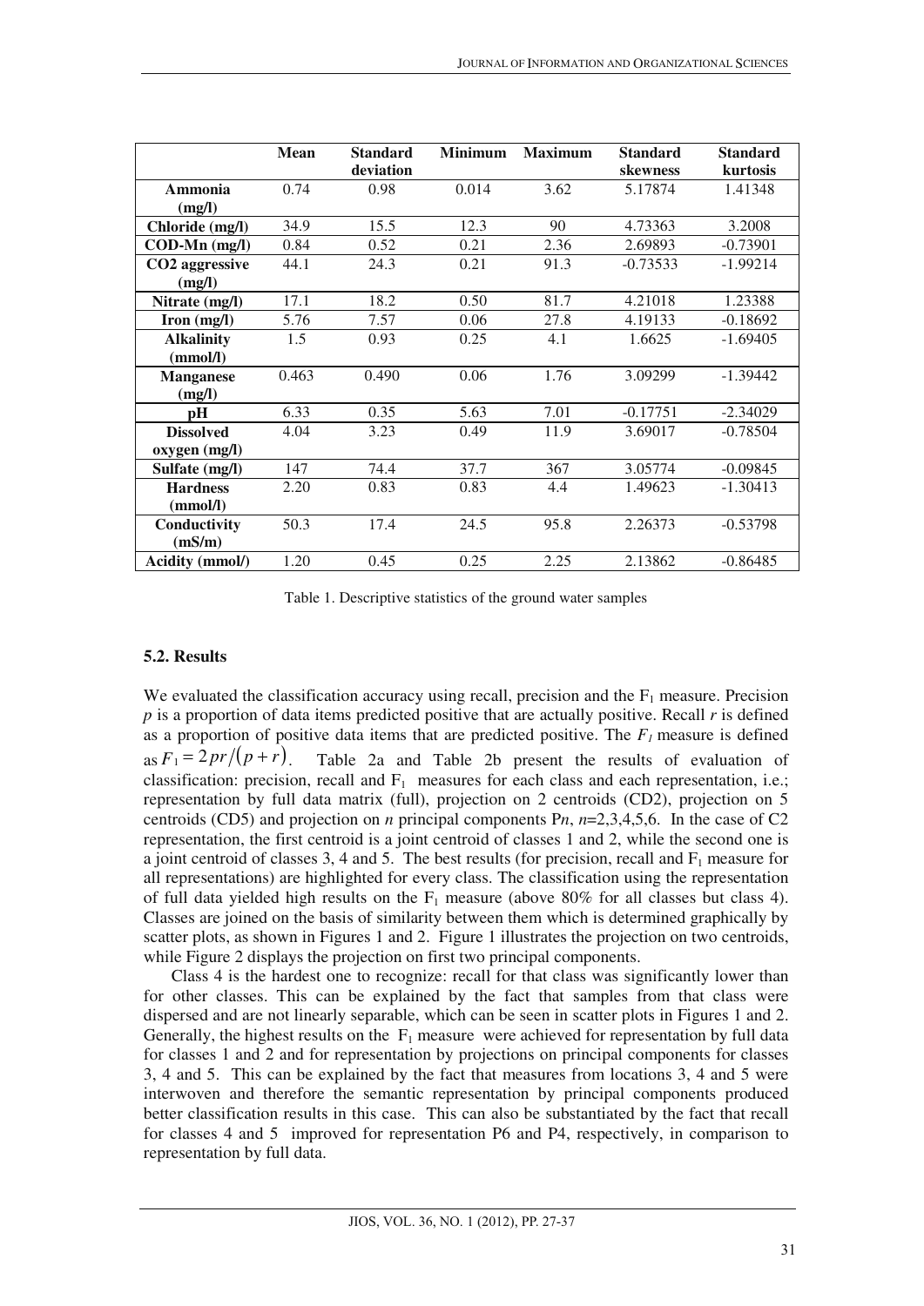|  | Mean | Standard deviation | Minimum | Maximum | Standard skewness | Standard kurtosis |
| --- | --- | --- | --- | --- | --- | --- |
| **Ammonia (mg/l)** | 0.74 | 0.98 | 0.014 | 3.62 | 5.17874 | 1.41348 |
| **Chloride (mg/l)** | 34.9 | 15.5 | 12.3 | 90 | 4.73363 | 3.2008 |
| **COD-Mn (mg/l)** | 0.84 | 0.52 | 0.21 | 2.36 | 2.69893 | -0.73901 |
| **$CO_2$ aggressive (mg/l)** | 44.1 | 24.3 | 0.21 | 91.3 | -0.73533 | -1.99214 |
| **Nitrate (mg/l)** | 17.1 | 18.2 | 0.50 | 81.7 | 4.21018 | 1.23388 |
| **Iron (mg/l)** | 5.76 | 7.57 | 0.06 | 27.8 | 4.19133 | -0.18692 |
| **Alkalinity (mmol/l)** | 1.5 | 0.93 | 0.25 | 4.1 | 1.6625 | -1.69405 |
| **Manganese (mg/l)** | 0.463 | 0.490 | 0.06 | 1.76 | 3.09299 | -1.39442 |
| **pH** | 6.33 | 0.35 | 5.63 | 7.01 | -0.17751 | -2.34029 |
| **Dissolved oxygen (mg/l)** | 4.04 | 3.23 | 0.49 | 11.9 | 3.69017 | -0.78504 |
| **Sulfate (mg/l)** | 147 | 74.4 | 37.7 | 367 | 3.05774 | -0.09845 |
| **Hardness (mmol/l)** | 2.20 | 0.83 | 0.83 | 4.4 | 1.49623 | -1.30413 |
| **Conductivity (mS/m)** | 50.3 | 17.4 | 24.5 | 95.8 | 2.26373 | -0.53798 |
| **Acidity (mmol/)** | 1.20 | 0.45 | 0.25 | 2.25 | 2.13862 | -0.86485 |

Table 1. Descriptive statistics of the ground water samples

### 5.2. Results

We evaluated the classification accuracy using recall, precision and the $F_1$ measure. Precision $p$ is a proportion of data items predicted positive that are actually positive. Recall $r$ is defined as a proportion of positive data items that are predicted positive. The $F_1$ measure is defined as $F_1 = 2pr/(p+r)$. Table 2a and Table 2b present the results of evaluation of classification: precision, recall and $F_1$ measures for each class and each representation, i.e.; representation by full data matrix (full), projection on 2 centroids (CD2), projection on 5 centroids (CD5) and projection on $n$ principal components P$n$, $n$=2,3,4,5,6. In the case of C2 representation, the first centroid is a joint centroid of classes 1 and 2, while the second one is a joint centroid of classes 3, 4 and 5. The best results (for precision, recall and $F_1$ measure for all representations) are highlighted for every class. The classification using the representation of full data yielded high results on the $F_1$ measure (above 80% for all classes but class 4). Classes are joined on the basis of similarity between them which is determined graphically by scatter plots, as shown in Figures 1 and 2. Figure 1 illustrates the projection on two centroids, while Figure 2 displays the projection on first two principal components.

Class 4 is the hardest one to recognize: recall for that class was significantly lower than for other classes. This can be explained by the fact that samples from that class were dispersed and are not linearly separable, which can be seen in scatter plots in Figures 1 and 2. Generally, the highest results on the $F_1$ measure were achieved for representation by full data for classes 1 and 2 and for representation by projections on principal components for classes 3, 4 and 5. This can be explained by the fact that measures from locations 3, 4 and 5 were interwoven and therefore the semantic representation by principal components produced better classification results in this case. This can also be substantiated by the fact that recall for classes 4 and 5 improved for representation P6 and P4, respectively, in comparison to representation by full data.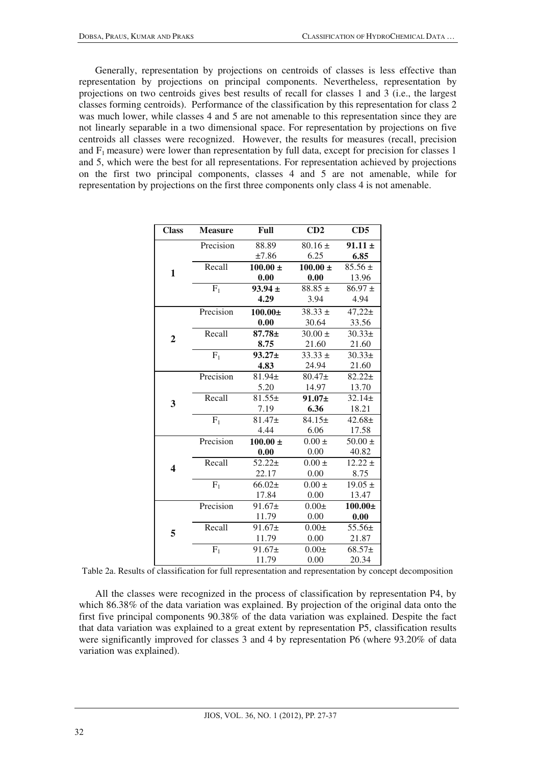Generally, representation by projections on centroids of classes is less effective than representation by projections on principal components. Nevertheless, representation by projections on two centroids gives best results of recall for classes 1 and 3 (i.e., the largest classes forming centroids). Performance of the classification by this representation for class 2 was much lower, while classes 4 and 5 are not amenable to this representation since they are not linearly separable in a two dimensional space. For representation by projections on five centroids all classes were recognized. However, the results for measures (recall, precision and $F_1$ measure) were lower than representation by full data, except for precision for classes 1 and 5, which were the best for all representations. For representation achieved by projections on the first two principal components, classes 4 and 5 are not amenable, while for representation by projections on the first three components only class 4 is not amenable.

| Class | Measure | Full | CD2 | CD5 |
|---|---|---|---|---|
| 1 | Precision | 88.89 ±7.86 | 80.16 ± 6.25 | **91.11 ± 6.85** |
| | Recall | **100.00 ± 0.00** | **100.00 ± 0.00** | 85.56 ± 13.96 |
| | $F_1$ | **93.94 ± 4.29** | 88.85 ± 3.94 | 86.97 ± 4.94 |
| 2 | Precision | **100.00± 0.00** | 38.33 ± 30.64 | 47,22± 33.56 |
| | Recall | **87.78± 8.75** | 30.00 ± 21.60 | 30.33± 21.60 |
| | $F_1$ | **93.27± 4.83** | 33.33 ± 24.94 | 30.33± 21.60 |
| 3 | Precision | 81.94± 5.20 | 80.47± 14.97 | 82.22± 13.70 |
| | Recall | 81.55± 7.19 | **91.07± 6.36** | 32.14± 18.21 |
| | $F_1$ | 81.47± 4.44 | 84.15± 6.06 | 42.68± 17.58 |
| 4 | Precision | **100.00 ± 0.00** | 0.00 ± 0.00 | 50.00 ± 40.82 |
| | Recall | 52.22± 22.17 | 0.00 ± 0.00 | 12.22 ± 8.75 |
| | $F_1$ | 66.02± 17.84 | 0.00 ± 0.00 | 19.05 ± 13.47 |
| 5 | Precision | 91.67± 11.79 | 0.00± 0.00 | **100.00± 0.00** |
| | Recall | 91.67± 11.79 | 0.00± 0.00 | 55.56± 21.87 |
| | $F_1$ | 91.67± 11.79 | 0.00± 0.00 | 68.57± 20.34 |

Table 2a. Results of classification for full representation and representation by concept decomposition

All the classes were recognized in the process of classification by representation P4, by which 86.38% of the data variation was explained. By projection of the original data onto the first five principal components 90.38% of the data variation was explained. Despite the fact that data variation was explained to a great extent by representation P5, classification results were significantly improved for classes 3 and 4 by representation P6 (where 93.20% of data variation was explained).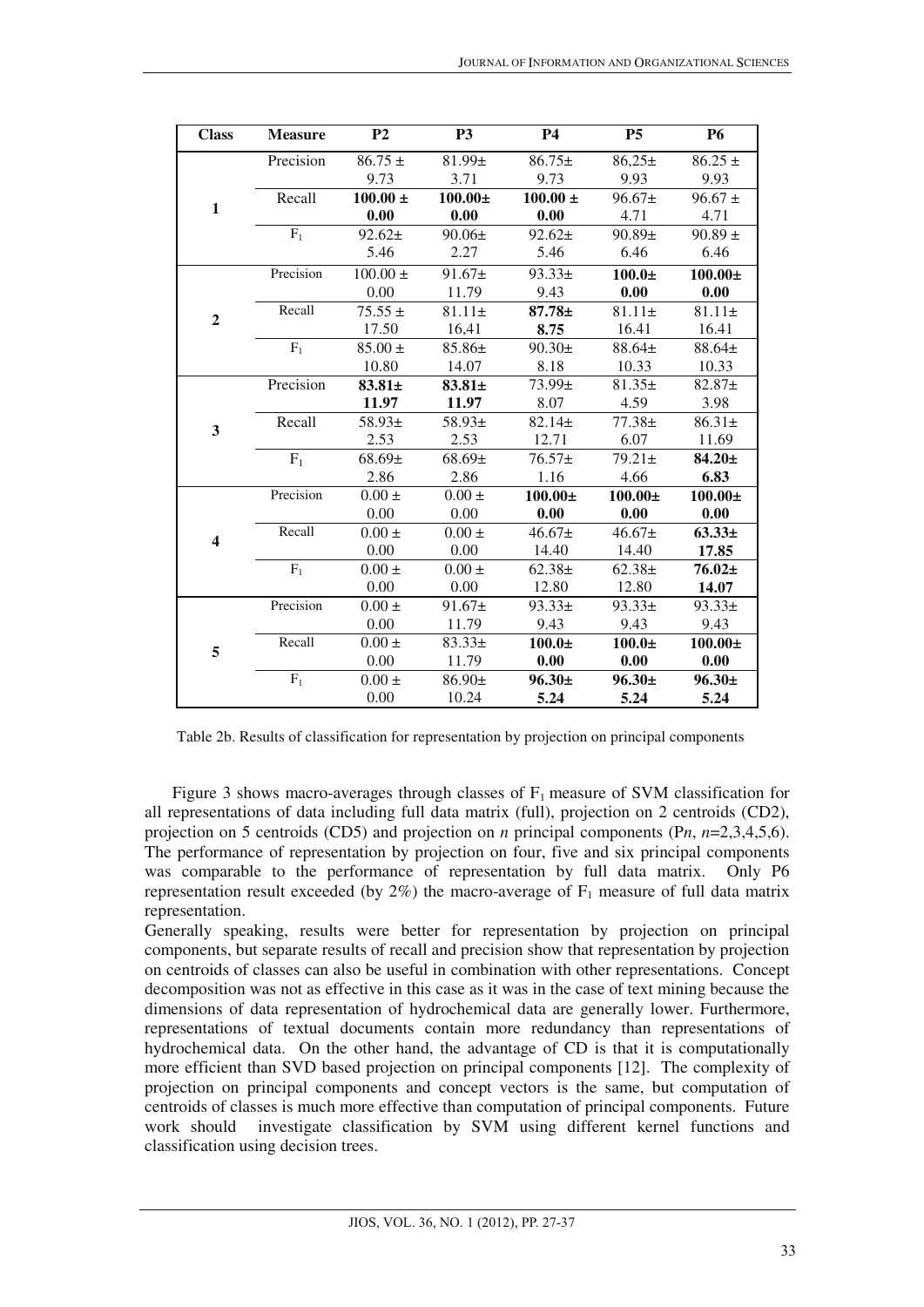| Class | Measure | P2 | P3 | P4 | P5 | P6 |
|---|---|---|---|---|---|---|
| 1 | Precision | 86.75 ± 9.73 | 81.99± 3.71 | 86.75± 9.73 | 86,25± 9.93 | 86.25 ± 9.93 |
| | Recall | **100.00 ± 0.00** | **100.00± 0.00** | **100.00 ± 0.00** | 96.67± 4.71 | 96.67 ± 4.71 |
| | $F_1$ | 92.62± 5.46 | 90.06± 2.27 | 92.62± 5.46 | 90.89± 6.46 | 90.89 ± 6.46 |
| 2 | Precision | 100.00 ± 0.00 | 91.67± 11.79 | 93.33± 9.43 | **100.0± 0.00** | **100.00± 0.00** |
| | Recall | 75.55 ± 17.50 | 81.11± 16,41 | **87.78± 8.75** | 81.11± 16.41 | 81.11± 16.41 |
| | $F_1$ | 85.00 ± 10.80 | 85.86± 14.07 | 90.30± 8.18 | 88.64± 10.33 | 88.64± 10.33 |
| 3 | Precision | **83.81± 11.97** | **83.81± 11.97** | 73.99± 8.07 | 81.35± 4.59 | 82.87± 3.98 |
| | Recall | 58.93± 2.53 | 58.93± 2.53 | 82.14± 12.71 | 77.38± 6.07 | 86.31± 11.69 |
| | $F_1$ | 68.69± 2.86 | 68.69± 2.86 | 76.57± 1.16 | 79.21± 4.66 | **84.20± 6.83** |
| 4 | Precision | 0.00 ± 0.00 | 0.00 ± 0.00 | **100.00± 0.00** | **100.00± 0.00** | **100.00± 0.00** |
| | Recall | 0.00 ± 0.00 | 0.00 ± 0.00 | 46.67± 14.40 | 46.67± 14.40 | **63.33± 17.85** |
| | $F_1$ | 0.00 ± 0.00 | 0.00 ± 0.00 | 62.38± 12.80 | 62.38± 12.80 | **76.02± 14.07** |
| 5 | Precision | 0.00 ± 0.00 | 91.67± 11.79 | 93.33± 9.43 | 93.33± 9.43 | 93.33± 9.43 |
| | Recall | 0.00 ± 0.00 | 83.33± 11.79 | **100.0± 0.00** | **100.0± 0.00** | **100.00± 0.00** |
| | $F_1$ | 0.00 ± 0.00 | 86.90± 10.24 | **96.30± 5.24** | **96.30± 5.24** | **96.30± 5.24** |

Table 2b. Results of classification for representation by projection on principal components

Figure 3 shows macro-averages through classes of $F_1$ measure of SVM classification for all representations of data including full data matrix (full), projection on 2 centroids (CD2), projection on 5 centroids (CD5) and projection on *n* principal components (P*n*, *n*=2,3,4,5,6). The performance of representation by projection on four, five and six principal components was comparable to the performance of representation by full data matrix. Only P6 representation result exceeded (by 2%) the macro-average of $F_1$ measure of full data matrix representation.

Generally speaking, results were better for representation by projection on principal components, but separate results of recall and precision show that representation by projection on centroids of classes can also be useful in combination with other representations. Concept decomposition was not as effective in this case as it was in the case of text mining because the dimensions of data representation of hydrochemical data are generally lower. Furthermore, representations of textual documents contain more redundancy than representations of hydrochemical data. On the other hand, the advantage of CD is that it is computationally more efficient than SVD based projection on principal components [12]. The complexity of projection on principal components and concept vectors is the same, but computation of centroids of classes is much more effective than computation of principal components. Future work should investigate classification by SVM using different kernel functions and classification using decision trees.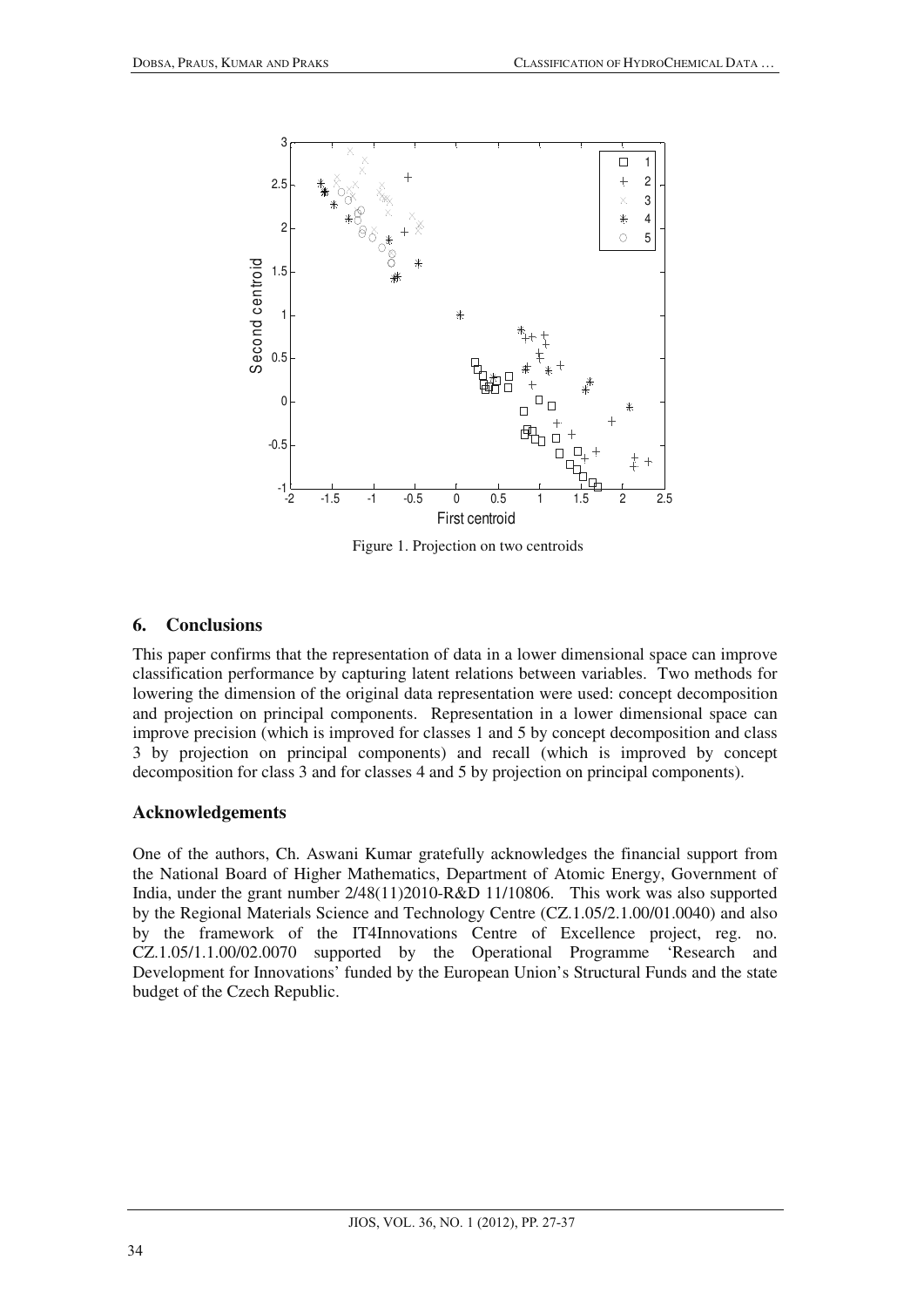Figure 1. Projection on two centroids

## 6. Conclusions

This paper confirms that the representation of data in a lower dimensional space can improve classification performance by capturing latent relations between variables. Two methods for lowering the dimension of the original data representation were used: concept decomposition and projection on principal components. Representation in a lower dimensional space can improve precision (which is improved for classes 1 and 5 by concept decomposition and class 3 by projection on principal components) and recall (which is improved by concept decomposition for class 3 and for classes 4 and 5 by projection on principal components).

## Acknowledgements

One of the authors, Ch. Aswani Kumar gratefully acknowledges the financial support from the National Board of Higher Mathematics, Department of Atomic Energy, Government of India, under the grant number 2/48(11)2010-R&D 11/10806. This work was also supported by the Regional Materials Science and Technology Centre (CZ.1.05/2.1.00/01.0040) and also by the framework of the IT4Innovations Centre of Excellence project, reg. no. CZ.1.05/1.1.00/02.0070 supported by the Operational Programme 'Research and Development for Innovations' funded by the European Union's Structural Funds and the state budget of the Czech Republic.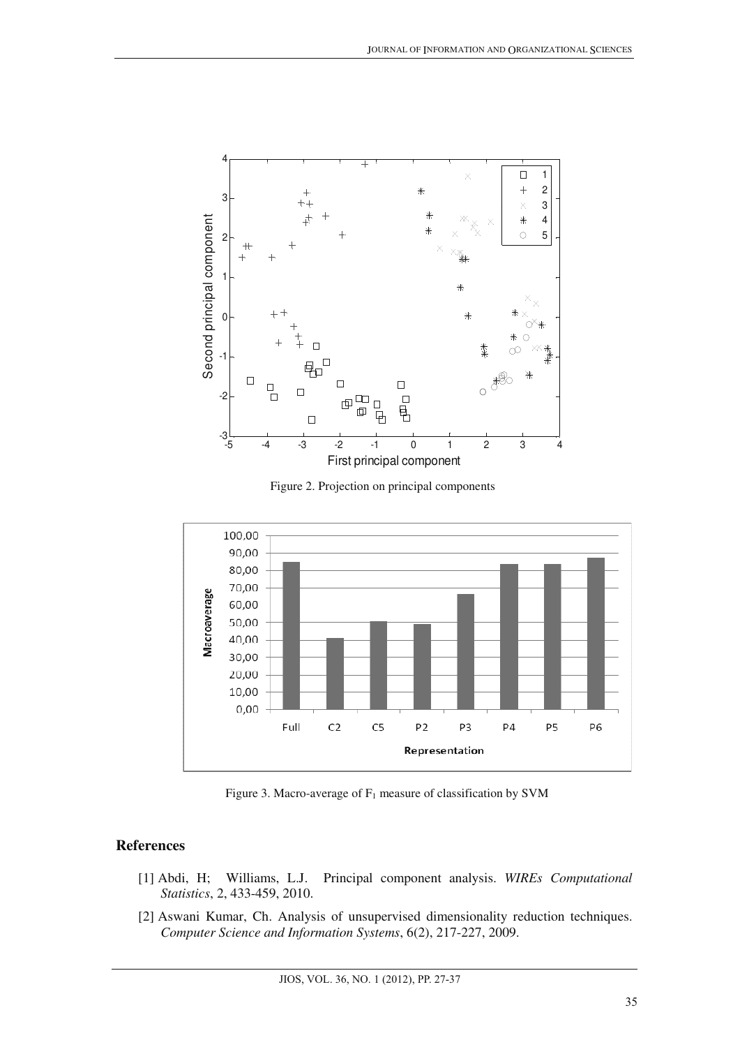Figure 2. Projection on principal components

Figure 3. Macro-average of $F_1$ measure of classification by SVM

## References

[1] Abdi, H; Williams, L.J. Principal component analysis. *WIREs Computational Statistics*, 2, 433-459, 2010.

[2] Aswani Kumar, Ch. Analysis of unsupervised dimensionality reduction techniques. *Computer Science and Information Systems*, 6(2), 217-227, 2009.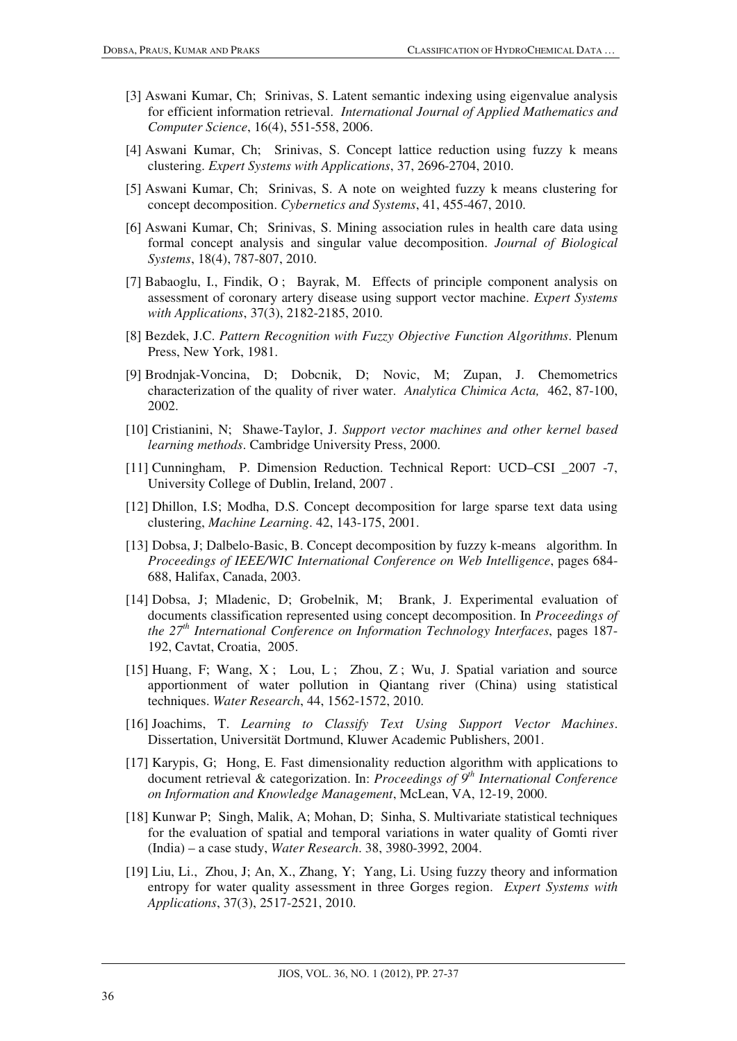[3] Aswani Kumar, Ch; Srinivas, S. Latent semantic indexing using eigenvalue analysis for efficient information retrieval. *International Journal of Applied Mathematics and Computer Science*, 16(4), 551-558, 2006.

[4] Aswani Kumar, Ch; Srinivas, S. Concept lattice reduction using fuzzy k means clustering. *Expert Systems with Applications*, 37, 2696-2704, 2010.

[5] Aswani Kumar, Ch; Srinivas, S. A note on weighted fuzzy k means clustering for concept decomposition. *Cybernetics and Systems*, 41, 455-467, 2010.

[6] Aswani Kumar, Ch; Srinivas, S. Mining association rules in health care data using formal concept analysis and singular value decomposition. *Journal of Biological Systems*, 18(4), 787-807, 2010.

[7] Babaoglu, I., Findik, O ; Bayrak, M. Effects of principle component analysis on assessment of coronary artery disease using support vector machine. *Expert Systems with Applications*, 37(3), 2182-2185, 2010.

[8] Bezdek, J.C. *Pattern Recognition with Fuzzy Objective Function Algorithms*. Plenum Press, New York, 1981.

[9] Brodnjak-Voncina, D; Dobcnik, D; Novic, M; Zupan, J. Chemometrics characterization of the quality of river water. *Analytica Chimica Acta,* 462, 87-100, 2002.

[10] Cristianini, N; Shawe-Taylor, J. *Support vector machines and other kernel based learning methods*. Cambridge University Press, 2000.

[11] Cunningham, P. Dimension Reduction. Technical Report: UCD–CSI _2007 -7, University College of Dublin, Ireland, 2007 .

[12] Dhillon, I.S; Modha, D.S. Concept decomposition for large sparse text data using clustering, *Machine Learning*. 42, 143-175, 2001.

[13] Dobsa, J; Dalbelo-Basic, B. Concept decomposition by fuzzy k-means algorithm. In *Proceedings of IEEE/WIC International Conference on Web Intelligence*, pages 684-688, Halifax, Canada, 2003.

[14] Dobsa, J; Mladenic, D; Grobelnik, M; Brank, J. Experimental evaluation of documents classification represented using concept decomposition. In *Proceedings of the 27th International Conference on Information Technology Interfaces*, pages 187-192, Cavtat, Croatia, 2005.

[15] Huang, F; Wang, X ; Lou, L ; Zhou, Z ; Wu, J. Spatial variation and source apportionment of water pollution in Qiantang river (China) using statistical techniques. *Water Research*, 44, 1562-1572, 2010.

[16] Joachims, T. *Learning to Classify Text Using Support Vector Machines*. Dissertation, Universität Dortmund, Kluwer Academic Publishers, 2001.

[17] Karypis, G; Hong, E. Fast dimensionality reduction algorithm with applications to document retrieval & categorization. In: *Proceedings of 9th International Conference on Information and Knowledge Management*, McLean, VA, 12-19, 2000.

[18] Kunwar P; Singh, Malik, A; Mohan, D; Sinha, S. Multivariate statistical techniques for the evaluation of spatial and temporal variations in water quality of Gomti river (India) – a case study, *Water Research*. 38, 3980-3992, 2004.

[19] Liu, Li., Zhou, J; An, X., Zhang, Y; Yang, Li. Using fuzzy theory and information entropy for water quality assessment in three Gorges region. *Expert Systems with Applications*, 37(3), 2517-2521, 2010.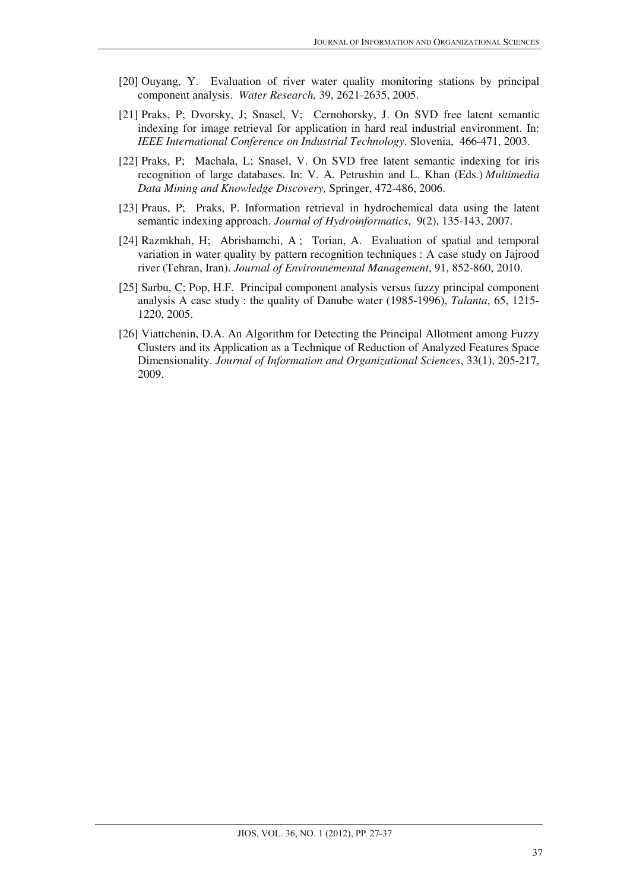[20] Ouyang, Y. Evaluation of river water quality monitoring stations by principal component analysis. *Water Research,* 39, 2621-2635, 2005.

[21] Praks, P; Dvorsky, J; Snasel, V; Cernohorsky, J. On SVD free latent semantic indexing for image retrieval for application in hard real industrial environment. In: *IEEE International Conference on Industrial Technology*. Slovenia, 466-471, 2003.

[22] Praks, P; Machala, L; Snasel, V. On SVD free latent semantic indexing for iris recognition of large databases. In: V. A. Petrushin and L. Khan (Eds.) *Multimedia Data Mining and Knowledge Discovery,* Springer, 472-486, 2006.

[23] Praus, P; Praks, P. Information retrieval in hydrochemical data using the latent semantic indexing approach. *Journal of Hydroinformatics*, 9(2), 135-143, 2007.

[24] Razmkhah, H; Abrishamchi, A ; Torian, A. Evaluation of spatial and temporal variation in water quality by pattern recognition techniques : A case study on Jajrood river (Tehran, Iran). *Journal of Environnemental Management*, 91, 852-860, 2010.

[25] Sarbu, C; Pop, H.F. Principal component analysis versus fuzzy principal component analysis A case study : the quality of Danube water (1985-1996), *Talanta*, 65, 1215-1220, 2005.

[26] Viattchenin, D.A. An Algorithm for Detecting the Principal Allotment among Fuzzy Clusters and its Application as a Technique of Reduction of Analyzed Features Space Dimensionality. *Journal of Information and Organizational Sciences*, 33(1), 205-217, 2009.